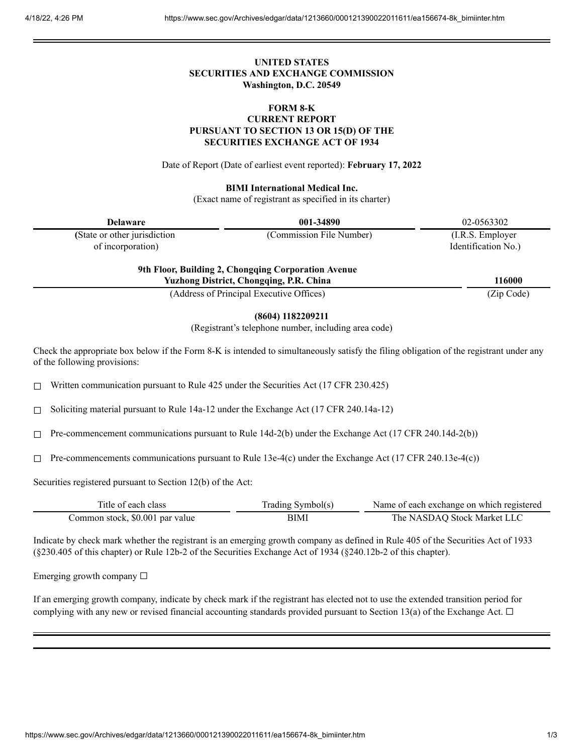**UNITED STATES**
**SECURITIES AND EXCHANGE COMMISSION**
**Washington, D.C. 20549**

**FORM 8-K**
**CURRENT REPORT**
**PURSUANT TO SECTION 13 OR 15(D) OF THE**
**SECURITIES EXCHANGE ACT OF 1934**

Date of Report (Date of earliest event reported): **February 17, 2022**

**BIMI International Medical Inc.**
(Exact name of registrant as specified in its charter)

| **Delaware** | **001-34890** | 02-0563302 |
|---|---|---|
| (State or other jurisdiction of incorporation) | (Commission File Number) | (I.R.S. Employer Identification No.) |

| **9th Floor, Building 2, Chongqing Corporation Avenue Yuzhong District, Chongqing, P.R. China** | **116000** |
|---|---|
| (Address of Principal Executive Offices) | (Zip Code) |

**(8604) 1182209211**
(Registrant's telephone number, including area code)

Check the appropriate box below if the Form 8-K is intended to simultaneously satisfy the filing obligation of the registrant under any of the following provisions:

☐ Written communication pursuant to Rule 425 under the Securities Act (17 CFR 230.425)

☐ Soliciting material pursuant to Rule 14a-12 under the Exchange Act (17 CFR 240.14a-12)

☐ Pre-commencement communications pursuant to Rule 14d-2(b) under the Exchange Act (17 CFR 240.14d-2(b))

☐ Pre-commencements communications pursuant to Rule 13e-4(c) under the Exchange Act (17 CFR 240.13e-4(c))

Securities registered pursuant to Section 12(b) of the Act:

| Title of each class | Trading Symbol(s) | Name of each exchange on which registered |
|---|---|---|
| Common stock, $0.001 par value | BIMI | The NASDAQ Stock Market LLC |

Indicate by check mark whether the registrant is an emerging growth company as defined in Rule 405 of the Securities Act of 1933 (§230.405 of this chapter) or Rule 12b-2 of the Securities Exchange Act of 1934 (§240.12b-2 of this chapter).

Emerging growth company ☐

If an emerging growth company, indicate by check mark if the registrant has elected not to use the extended transition period for complying with any new or revised financial accounting standards provided pursuant to Section 13(a) of the Exchange Act. ☐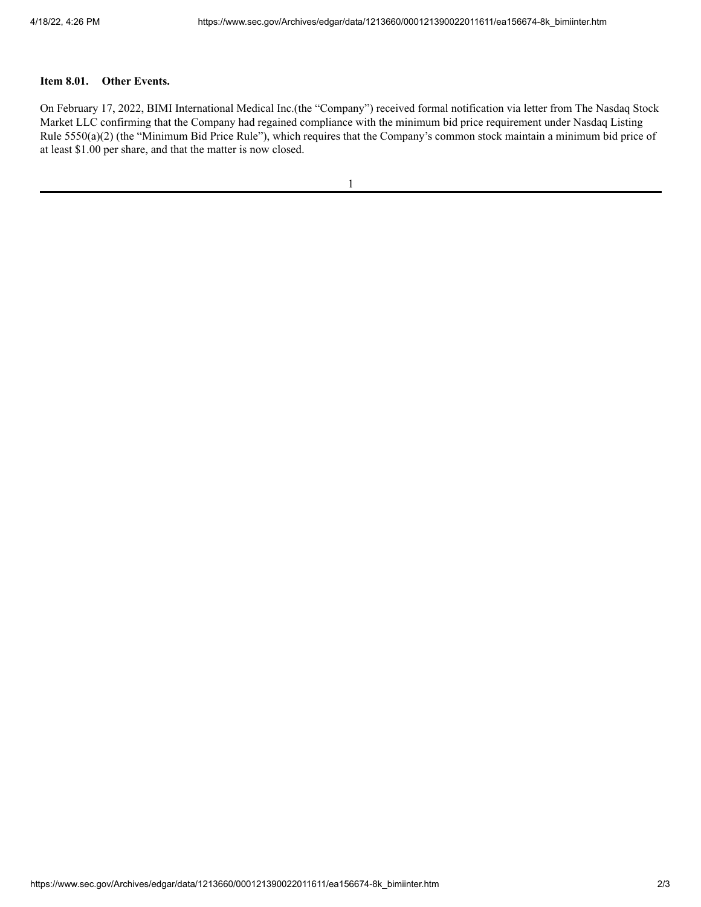**Item 8.01. Other Events.**

On February 17, 2022, BIMI International Medical Inc.(the "Company") received formal notification via letter from The Nasdaq Stock Market LLC confirming that the Company had regained compliance with the minimum bid price requirement under Nasdaq Listing Rule 5550(a)(2) (the "Minimum Bid Price Rule"), which requires that the Company's common stock maintain a minimum bid price of at least $1.00 per share, and that the matter is now closed.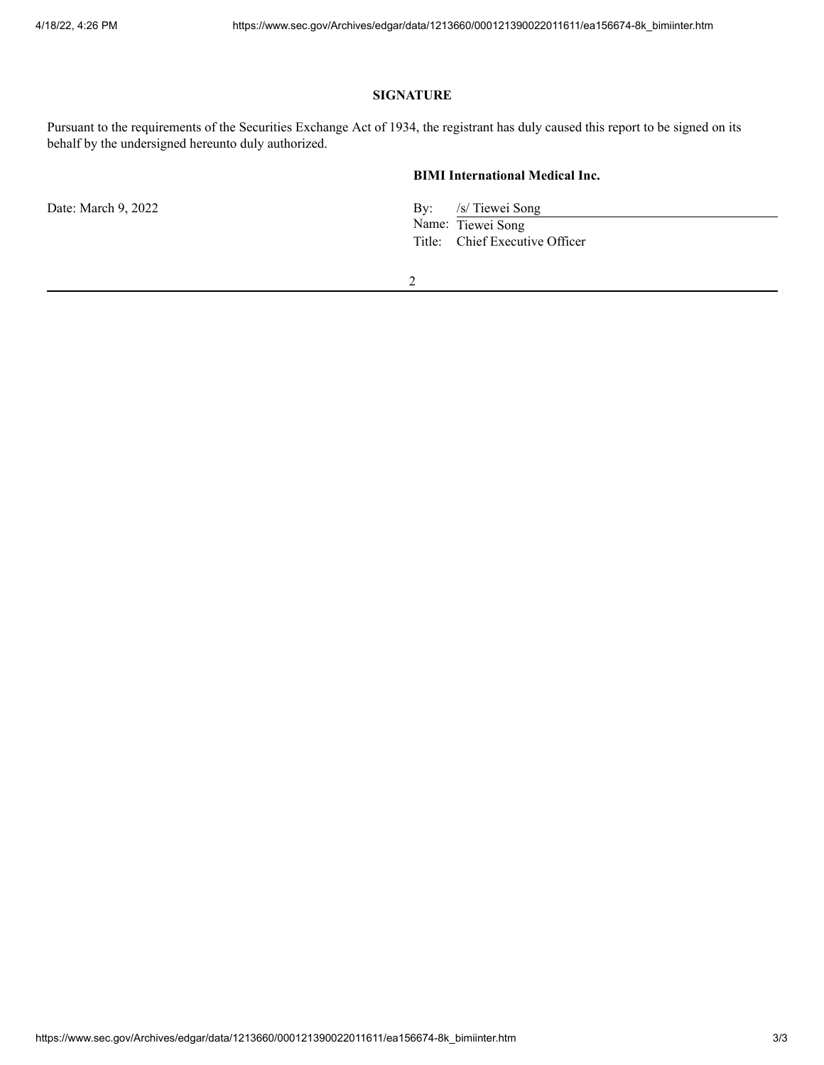**SIGNATURE**

Pursuant to the requirements of the Securities Exchange Act of 1934, the registrant has duly caused this report to be signed on its behalf by the undersigned hereunto duly authorized.

| | |
|---|---|
| | **BIMI International Medical Inc.** |
| Date: March 9, 2022 | By: /s/ Tiewei Song |
| | Name: Tiewei Song |
| | Title: Chief Executive Officer |